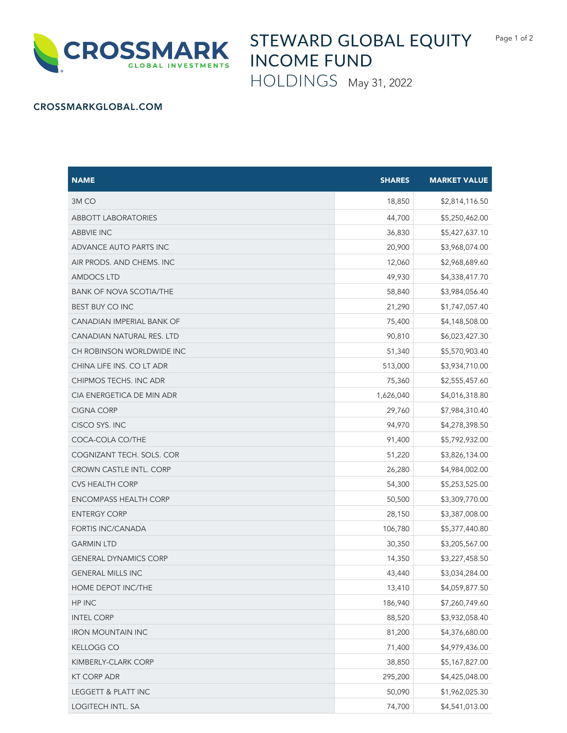# STEWARD GLOBAL EQUITY INCOME FUND

## HOLDINGS May 31, 2022

CROSSMARKGLOBAL.COM

| NAME | SHARES | MARKET VALUE |
|---|---|---|
| 3M CO | 18,850 | $2,814,116.50 |
| ABBOTT LABORATORIES | 44,700 | $5,250,462.00 |
| ABBVIE INC | 36,830 | $5,427,637.10 |
| ADVANCE AUTO PARTS INC | 20,900 | $3,968,074.00 |
| AIR PRODS. AND CHEMS. INC | 12,060 | $2,968,689.60 |
| AMDOCS LTD | 49,930 | $4,338,417.70 |
| BANK OF NOVA SCOTIA/THE | 58,840 | $3,984,056.40 |
| BEST BUY CO INC | 21,290 | $1,747,057.40 |
| CANADIAN IMPERIAL BANK OF | 75,400 | $4,148,508.00 |
| CANADIAN NATURAL RES. LTD | 90,810 | $6,023,427.30 |
| CH ROBINSON WORLDWIDE INC | 51,340 | $5,570,903.40 |
| CHINA LIFE INS. CO LT ADR | 513,000 | $3,934,710.00 |
| CHIPMOS TECHS. INC ADR | 75,360 | $2,555,457.60 |
| CIA ENERGETICA DE MIN ADR | 1,626,040 | $4,016,318.80 |
| CIGNA CORP | 29,760 | $7,984,310.40 |
| CISCO SYS. INC | 94,970 | $4,278,398.50 |
| COCA-COLA CO/THE | 91,400 | $5,792,932.00 |
| COGNIZANT TECH. SOLS. COR | 51,220 | $3,826,134.00 |
| CROWN CASTLE INTL. CORP | 26,280 | $4,984,002.00 |
| CVS HEALTH CORP | 54,300 | $5,253,525.00 |
| ENCOMPASS HEALTH CORP | 50,500 | $3,309,770.00 |
| ENTERGY CORP | 28,150 | $3,387,008.00 |
| FORTIS INC/CANADA | 106,780 | $5,377,440.80 |
| GARMIN LTD | 30,350 | $3,205,567.00 |
| GENERAL DYNAMICS CORP | 14,350 | $3,227,458.50 |
| GENERAL MILLS INC | 43,440 | $3,034,284.00 |
| HOME DEPOT INC/THE | 13,410 | $4,059,877.50 |
| HP INC | 186,940 | $7,260,749.60 |
| INTEL CORP | 88,520 | $3,932,058.40 |
| IRON MOUNTAIN INC | 81,200 | $4,376,680.00 |
| KELLOGG CO | 71,400 | $4,979,436.00 |
| KIMBERLY-CLARK CORP | 38,850 | $5,167,827.00 |
| KT CORP ADR | 295,200 | $4,425,048.00 |
| LEGGETT & PLATT INC | 50,090 | $1,962,025.30 |
| LOGITECH INTL. SA | 74,700 | $4,541,013.00 |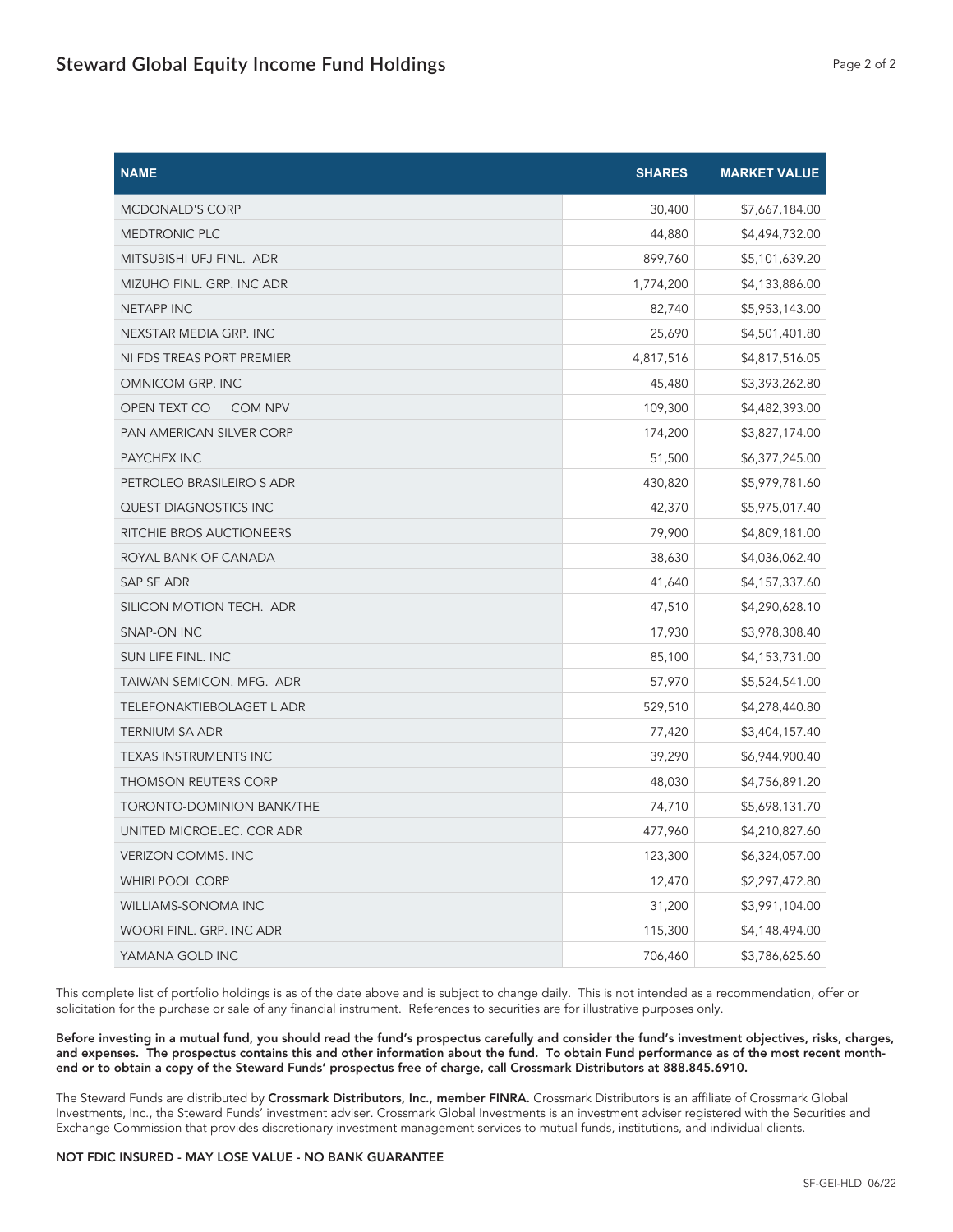| NAME | SHARES | MARKET VALUE |
|---|---|---|
| MCDONALD'S CORP | 30,400 | $7,667,184.00 |
| MEDTRONIC PLC | 44,880 | $4,494,732.00 |
| MITSUBISHI UFJ FINL. ADR | 899,760 | $5,101,639.20 |
| MIZUHO FINL. GRP. INC ADR | 1,774,200 | $4,133,886.00 |
| NETAPP INC | 82,740 | $5,953,143.00 |
| NEXSTAR MEDIA GRP. INC | 25,690 | $4,501,401.80 |
| NI FDS TREAS PORT PREMIER | 4,817,516 | $4,817,516.05 |
| OMNICOM GRP. INC | 45,480 | $3,393,262.80 |
| OPEN TEXT CO COM NPV | 109,300 | $4,482,393.00 |
| PAN AMERICAN SILVER CORP | 174,200 | $3,827,174.00 |
| PAYCHEX INC | 51,500 | $6,377,245.00 |
| PETROLEO BRASILEIRO S ADR | 430,820 | $5,979,781.60 |
| QUEST DIAGNOSTICS INC | 42,370 | $5,975,017.40 |
| RITCHIE BROS AUCTIONEERS | 79,900 | $4,809,181.00 |
| ROYAL BANK OF CANADA | 38,630 | $4,036,062.40 |
| SAP SE ADR | 41,640 | $4,157,337.60 |
| SILICON MOTION TECH. ADR | 47,510 | $4,290,628.10 |
| SNAP-ON INC | 17,930 | $3,978,308.40 |
| SUN LIFE FINL. INC | 85,100 | $4,153,731.00 |
| TAIWAN SEMICON. MFG. ADR | 57,970 | $5,524,541.00 |
| TELEFONAKTIEBOLAGET L ADR | 529,510 | $4,278,440.80 |
| TERNIUM SA ADR | 77,420 | $3,404,157.40 |
| TEXAS INSTRUMENTS INC | 39,290 | $6,944,900.40 |
| THOMSON REUTERS CORP | 48,030 | $4,756,891.20 |
| TORONTO-DOMINION BANK/THE | 74,710 | $5,698,131.70 |
| UNITED MICROELEC. COR ADR | 477,960 | $4,210,827.60 |
| VERIZON COMMS. INC | 123,300 | $6,324,057.00 |
| WHIRLPOOL CORP | 12,470 | $2,297,472.80 |
| WILLIAMS-SONOMA INC | 31,200 | $3,991,104.00 |
| WOORI FINL. GRP. INC ADR | 115,300 | $4,148,494.00 |
| YAMANA GOLD INC | 706,460 | $3,786,625.60 |

This complete list of portfolio holdings is as of the date above and is subject to change daily. This is not intended as a recommendation, offer or solicitation for the purchase or sale of any financial instrument. References to securities are for illustrative purposes only.

**Before investing in a mutual fund, you should read the fund's prospectus carefully and consider the fund's investment objectives, risks, charges, and expenses. The prospectus contains this and other information about the fund. To obtain Fund performance as of the most recent month-end or to obtain a copy of the Steward Funds' prospectus free of charge, call Crossmark Distributors at 888.845.6910.**

The Steward Funds are distributed by **Crossmark Distributors, Inc., member FINRA.** Crossmark Distributors is an affiliate of Crossmark Global Investments, Inc., the Steward Funds' investment adviser. Crossmark Global Investments is an investment adviser registered with the Securities and Exchange Commission that provides discretionary investment management services to mutual funds, institutions, and individual clients.

**NOT FDIC INSURED - MAY LOSE VALUE - NO BANK GUARANTEE**

SF-GEI-HLD 06/22